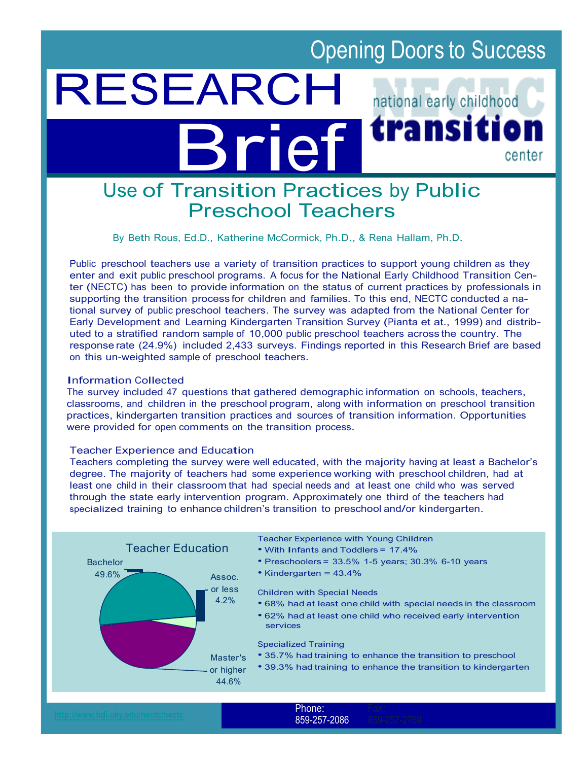Opening Doors to Success

# RESEARCH Brief

national early childhood **transition** center (NECTC)

## Use of Transition Practices by Public Preschool Teachers

By Beth Rous, Ed.D., Katherine McCormick, Ph.D., & Rena Hallam, Ph.D.

Public preschool teachers use a variety of transition practices to support young children as they enter and exit public preschool programs. A focus for the National Early Childhood Transition Center (NECTC) has been to provide information on the status of current practices by professionals in supporting the transition process for children and families. To this end, NECTC conducted a national survey of public preschool teachers. The survey was adapted from the National Center for Early Development and Learning Kindergarten Transition Survey (Pianta et at., 1999) and distributed to a stratified random sample of 10,000 public preschool teachers across the country. The response rate (24.9%) included 2,433 surveys. Findings reported in this Research Brief are based on this un-weighted sample of preschool teachers.

### Information Collected

The survey included 47 questions that gathered demographic information on schools, teachers, classrooms, and children in the preschool program, along with information on preschool transition practices, kindergarten transition practices and sources of transition information. Opportunities were provided for open comments on the transition process.

### Teacher Experience and Education

Teachers completing the survey were well educated, with the majority having at least a Bachelor's degree. The majority of teachers had some experience working with preschool children, had at least one child in their classroom that had special needs and at least one child who was served through the state early intervention program. Approximately one third of the teachers had specialized training to enhance children's transition to preschool and/or kindergarten.

**Teacher Education**

- Bachelor 49.6%
- Assoc. or less 4.2%
- Master's or higher 44.6%

**Teacher Experience with Young Children**

- With Infants and Toddlers = 17.4%
- Preschoolers = 33.5% 1-5 years; 30.3% 6-10 years
- Kindergarten = 43.4%

**Children with Special Needs**

- 68% had at least one child with special needs in the classroom
- 62% had at least one child who received early intervention services

**Specialized Training**

- 35.7% had training to enhance the transition to preschool
- 39.3% had training to enhance the transition to kindergarten

http://www.hdi.uky.edu/nectc/nectc

Phone: 859-257-2086 Fax: 859-257-2769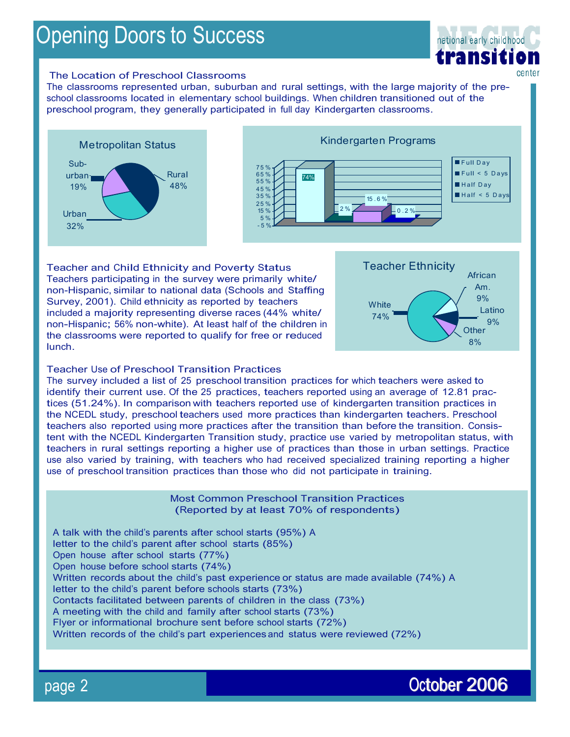# Opening Doors to Success

## The Location of Preschool Classrooms

The classrooms represented urban, suburban and rural settings, with the large majority of the preschool classrooms located in elementary school buildings. When children transitioned out of the preschool program, they generally participated in full day Kindergarten classrooms.

**Metropolitan Status**

| Setting | Percent |
|---|---|
| Rural | 48% |
| Urban | 32% |
| Suburban | 19% |

**Kindergarten Programs**

| Program | Percent |
|---|---|
| Full Day | 74% |
| Full < 5 Days | 2% |
| Half Day | 15.6% |
| Half < 5 Days | 0.2% |

## Teacher and Child Ethnicity and Poverty Status

Teachers participating in the survey were primarily white/ non-Hispanic, similar to national data (Schools and Staffing Survey, 2001). Child ethnicity as reported by teachers included a majority representing diverse races (44% white/ non-Hispanic; 56% non-white). At least half of the children in the classrooms were reported to qualify for free or reduced lunch.

**Teacher Ethnicity**

| Ethnicity | Percent |
|---|---|
| White | 74% |
| African Am. | 9% |
| Latino | 9% |
| Other | 8% |

## Teacher Use of Preschool Transition Practices

The survey included a list of 25 preschool transition practices for which teachers were asked to identify their current use. Of the 25 practices, teachers reported using an average of 12.81 practices (51.24%). In comparison with teachers reported use of kindergarten transition practices in the NCEDL study, preschool teachers used more practices than kindergarten teachers. Preschool teachers also reported using more practices after the transition than before the transition. Consistent with the NCEDL Kindergarten Transition study, practice use varied by metropolitan status, with teachers in rural settings reporting a higher use of practices than those in urban settings. Practice use also varied by training, with teachers who had received specialized training reporting a higher use of preschool transition practices than those who did not participate in training.

### Most Common Preschool Transition Practices (Reported by at least 70% of respondents)

- A talk with the child's parents after school starts (95%)
- A letter to the child's parent after school starts (85%)
- Open house after school starts (77%)
- Open house before school starts (74%)
- Written records about the child's past experience or status are made available (74%)
- A letter to the child's parent before schools starts (73%)
- Contacts facilitated between parents of children in the class (73%)
- A meeting with the child and family after school starts (73%)
- Flyer or informational brochure sent before school starts (72%)
- Written records of the child's part experiences and status were reviewed (72%)

October 2006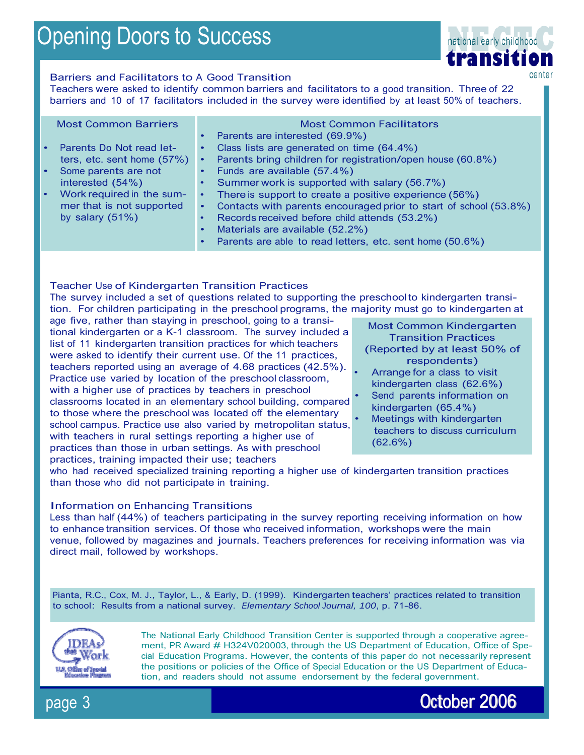# Opening Doors to Success

## Barriers and Facilitators to A Good Transition

Teachers were asked to identify common barriers and facilitators to a good transition. Three of 22 barriers and 10 of 17 facilitators included in the survey were identified by at least 50% of teachers.

### Most Common Barriers

- Parents Do Not read letters, etc. sent home (57%)
- Some parents are not interested (54%)
- Work required in the summer that is not supported by salary (51%)

### Most Common Facilitators

- Parents are interested (69.9%)
- Class lists are generated on time (64.4%)
- Parents bring children for registration/open house (60.8%)
- Funds are available (57.4%)
- Summer work is supported with salary (56.7%)
- There is support to create a positive experience (56%)
- Contacts with parents encouraged prior to start of school (53.8%)
- Records received before child attends (53.2%)
- Materials are available (52.2%)
- Parents are able to read letters, etc. sent home (50.6%)

## Teacher Use of Kindergarten Transition Practices

The survey included a set of questions related to supporting the preschool to kindergarten transition. For children participating in the preschool programs, the majority must go to kindergarten at age five, rather than staying in preschool, going to a transitional kindergarten or a K-1 classroom. The survey included a list of 11 kindergarten transition practices for which teachers were asked to identify their current use. Of the 11 practices, teachers reported using an average of 4.68 practices (42.5%). Practice use varied by location of the preschool classroom, with a higher use of practices by teachers in preschool classrooms located in an elementary school building, compared to those where the preschool was located off the elementary school campus. Practice use also varied by metropolitan status, with teachers in rural settings reporting a higher use of practices than those in urban settings. As with preschool practices, training impacted their use; teachers who had received specialized training reporting a higher use of kindergarten transition practices than those who did not participate in training.

### Most Common Kindergarten Transition Practices (Reported by at least 50% of respondents)

- Arrange for a class to visit kindergarten class (62.6%)
- Send parents information on kindergarten (65.4%)
- Meetings with kindergarten teachers to discuss curriculum (62.6%)

## Information on Enhancing Transitions

Less than half (44%) of teachers participating in the survey reporting receiving information on how to enhance transition services. Of those who received information, workshops were the main venue, followed by magazines and journals. Teachers preferences for receiving information was via direct mail, followed by workshops.

Pianta, R.C., Cox, M. J., Taylor, L., & Early, D. (1999). Kindergarten teachers' practices related to transition to school: Results from a national survey. *Elementary School Journal, 100*, p. 71-86.

The National Early Childhood Transition Center is supported through a cooperative agreement, PR Award # H324V020003, through the US Department of Education, Office of Special Education Programs. However, the contents of this paper do not necessarily represent the positions or policies of the Office of Special Education or the US Department of Education, and readers should not assume endorsement by the federal government.

October 2006